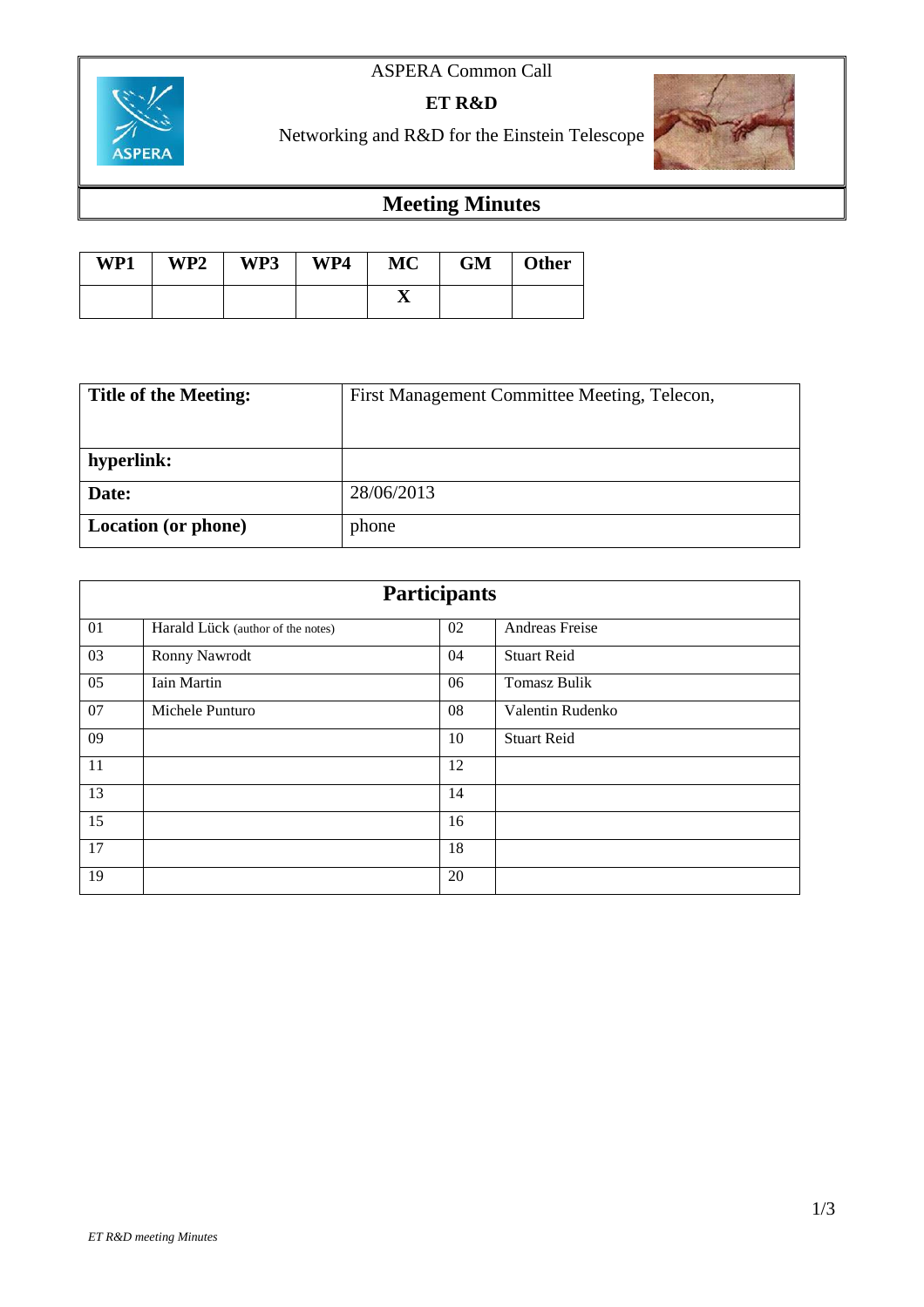ASPERA Common Call

**ET R&D**

Networking and R&D for the Einstein Telescope

# Meeting Minutes

| WP1 | WP2 | WP3 | WP4 | MC | GM | Other |
|---|---|---|---|---|---|---|
| | | | | X | | |

| | |
|---|---|
| **Title of the Meeting:** | First Management Committee Meeting, Telecon, |
| **hyperlink:** | |
| **Date:** | 28/06/2013 |
| **Location (or phone)** | phone |

| Participants | | | |
|---|---|---|---|
| 01 | Harald Lück (author of the notes) | 02 | Andreas Freise |
| 03 | Ronny Nawrodt | 04 | Stuart Reid |
| 05 | Iain Martin | 06 | Tomasz Bulik |
| 07 | Michele Punturo | 08 | Valentin Rudenko |
| 09 | | 10 | Stuart Reid |
| 11 | | 12 | |
| 13 | | 14 | |
| 15 | | 16 | |
| 17 | | 18 | |
| 19 | | 20 | |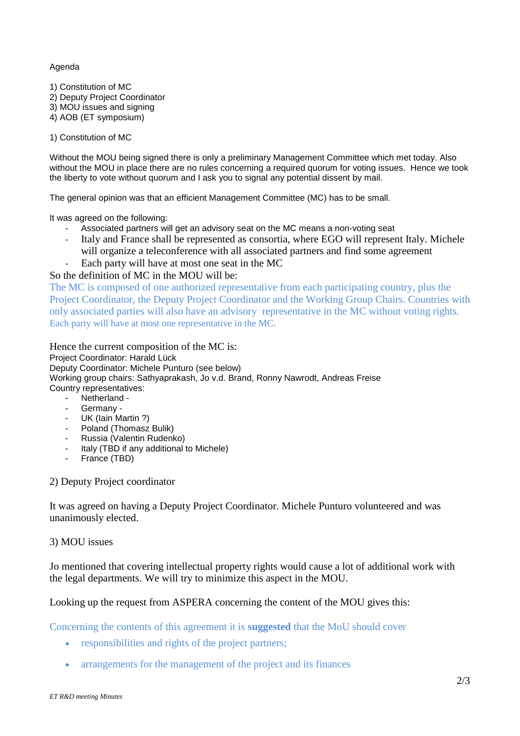Agenda

1) Constitution of MC
2) Deputy Project Coordinator
3) MOU issues and signing
4) AOB (ET symposium)

1) Constitution of MC

Without the MOU being signed there is only a preliminary Management Committee which met today. Also without the MOU in place there are no rules concerning a required quorum for voting issues. Hence we took the liberty to vote without quorum and I ask you to signal any potential dissent by mail.

The general opinion was that an efficient Management Committee (MC) has to be small.

It was agreed on the following:

- Associated partners will get an advisory seat on the MC means a non-voting seat
- Italy and France shall be represented as consortia, where EGO will represent Italy. Michele will organize a teleconference with all associated partners and find some agreement
- Each party will have at most one seat in the MC

So the definition of MC in the MOU will be:

The MC is composed of one authorized representative from each participating country, plus the Project Coordinator, the Deputy Project Coordinator and the Working Group Chairs. Countries with only associated parties will also have an advisory representative in the MC without voting rights. Each party will have at most one representative in the MC.

Hence the current composition of the MC is:
Project Coordinator: Harald Lück
Deputy Coordinator: Michele Punturo (see below)
Working group chairs: Sathyaprakash, Jo v.d. Brand, Ronny Nawrodt, Andreas Freise
Country representatives:

- Netherland -
- Germany -
- UK (Iain Martin ?)
- Poland (Thomasz Bulik)
- Russia (Valentin Rudenko)
- Italy (TBD if any additional to Michele)
- France (TBD)

2) Deputy Project coordinator

It was agreed on having a Deputy Project Coordinator. Michele Punturo volunteered and was unanimously elected.

3) MOU issues

Jo mentioned that covering intellectual property rights would cause a lot of additional work with the legal departments. We will try to minimize this aspect in the MOU.

Looking up the request from ASPERA concerning the content of the MOU gives this:

Concerning the contents of this agreement it is **suggested** that the MoU should cover

- responsibilities and rights of the project partners;
- arrangements for the management of the project and its finances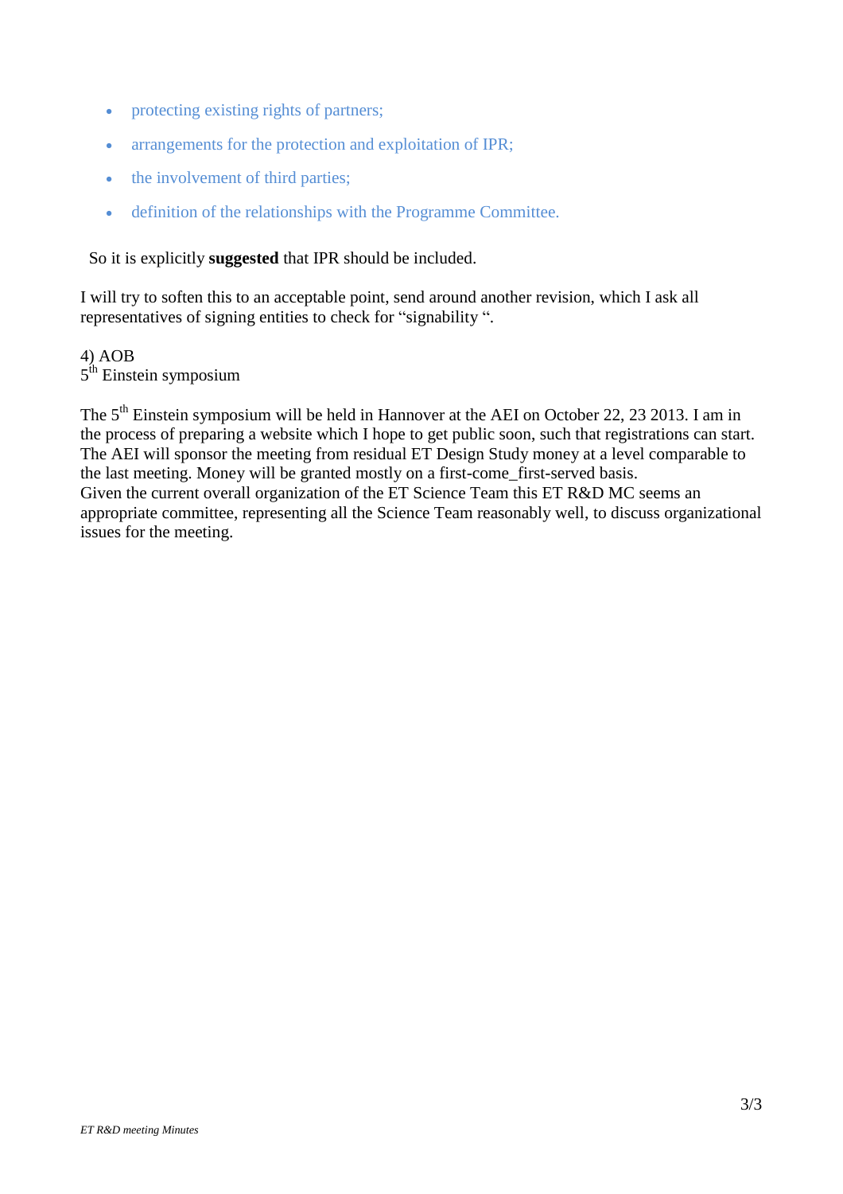- protecting existing rights of partners;
- arrangements for the protection and exploitation of IPR;
- the involvement of third parties;
- definition of the relationships with the Programme Committee.

So it is explicitly **suggested** that IPR should be included.

I will try to soften this to an acceptable point, send around another revision, which I ask all representatives of signing entities to check for "signability ".

4) AOB
5th Einstein symposium

The 5th Einstein symposium will be held in Hannover at the AEI on October 22, 23 2013. I am in the process of preparing a website which I hope to get public soon, such that registrations can start. The AEI will sponsor the meeting from residual ET Design Study money at a level comparable to the last meeting. Money will be granted mostly on a first-come_first-served basis.
Given the current overall organization of the ET Science Team this ET R&D MC seems an appropriate committee, representing all the Science Team reasonably well, to discuss organizational issues for the meeting.